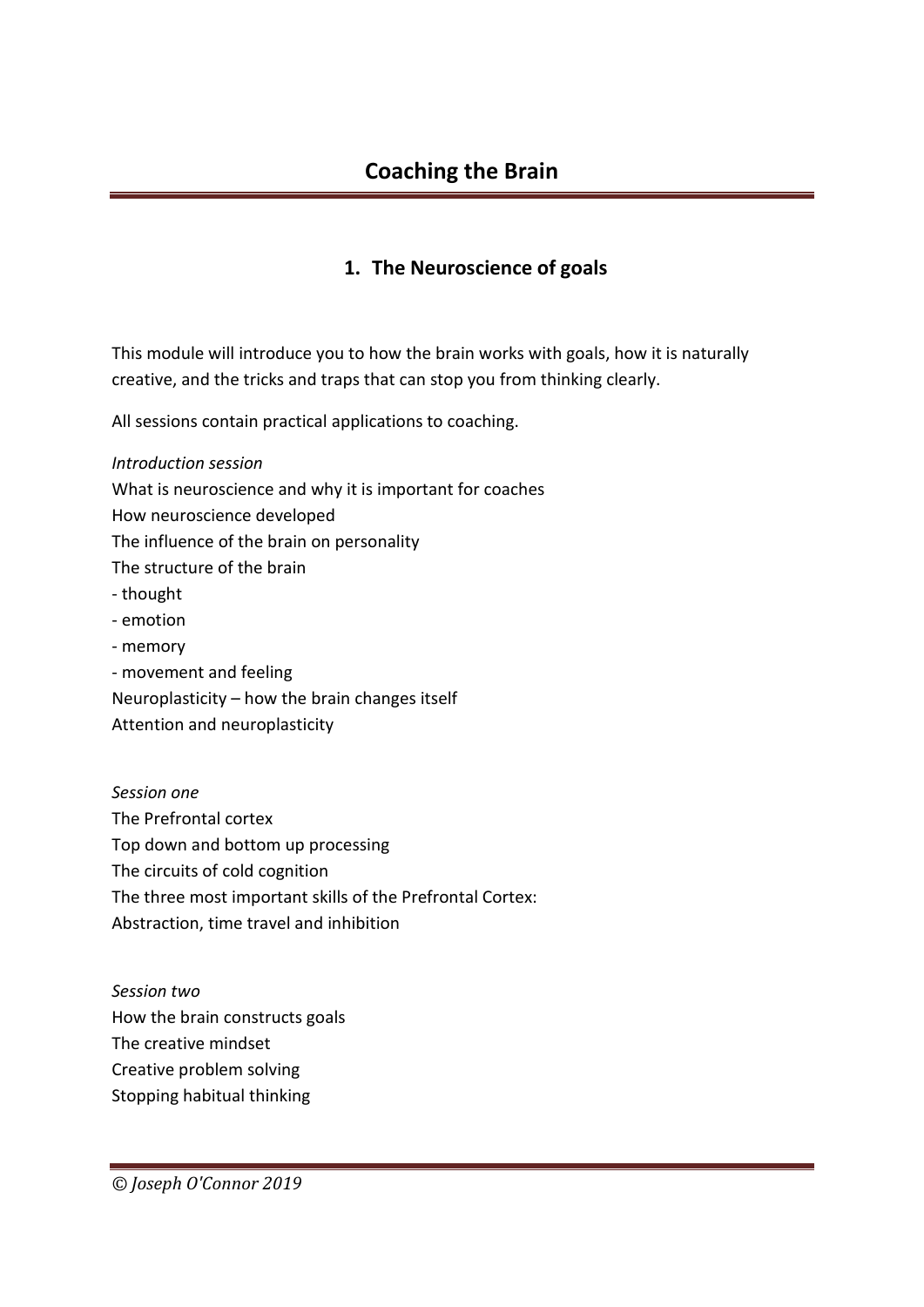# Coaching the Brain

## 1. The Neuroscience of goals

This module will introduce you to how the brain works with goals, how it is naturally creative, and the tricks and traps that can stop you from thinking clearly.

All sessions contain practical applications to coaching.

*Introduction session*

What is neuroscience and why it is important for coaches
How neuroscience developed
The influence of the brain on personality
The structure of the brain
- thought
- emotion
- memory
- movement and feeling

Neuroplasticity – how the brain changes itself
Attention and neuroplasticity

*Session one*

The Prefrontal cortex
Top down and bottom up processing
The circuits of cold cognition
The three most important skills of the Prefrontal Cortex:
Abstraction, time travel and inhibition

*Session two*

How the brain constructs goals
The creative mindset
Creative problem solving
Stopping habitual thinking

*© Joseph O'Connor 2019*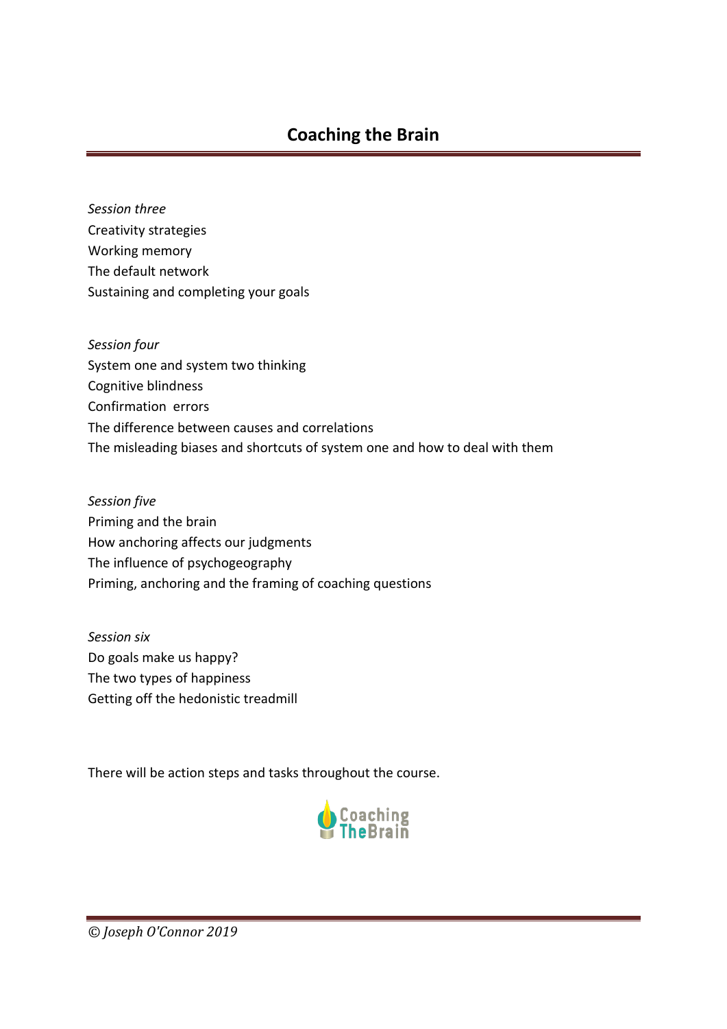## Coaching the Brain

*Session three*

Creativity strategies

Working memory

The default network

Sustaining and completing your goals

*Session four*

System one and system two thinking

Cognitive blindness

Confirmation errors

The difference between causes and correlations

The misleading biases and shortcuts of system one and how to deal with them

*Session five*

Priming and the brain

How anchoring affects our judgments

The influence of psychogeography

Priming, anchoring and the framing of coaching questions

*Session six*

Do goals make us happy?

The two types of happiness

Getting off the hedonistic treadmill

There will be action steps and tasks throughout the course.

Coaching TheBrain

*© Joseph O'Connor 2019*